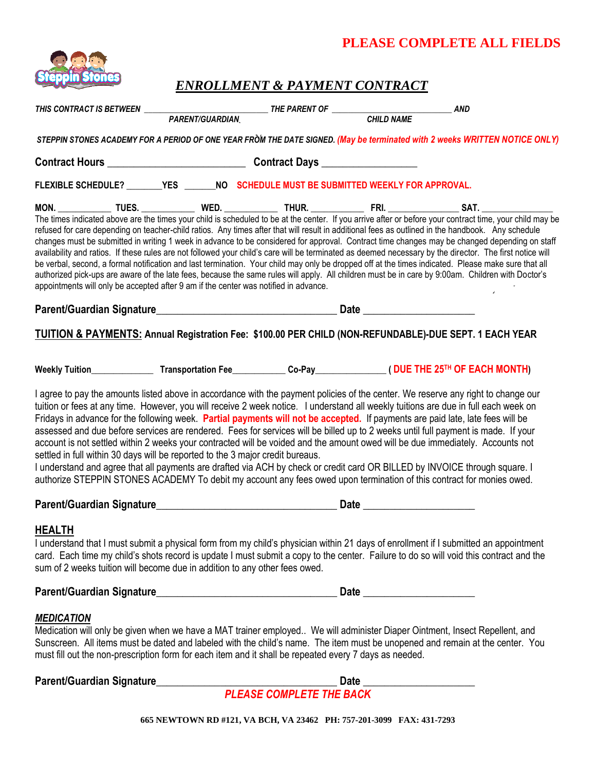**PLEASE COMPLETE ALL FIELDS**

Steppin Stones

# *ENROLLMENT & PAYMENT CONTRACT*

*THIS CONTRACT IS BETWEEN* ___________________________ *THE PARENT OF* ___________________________ *AND*
*PARENT/GUARDIAN* *CHILD NAME*

*STEPPIN STONES ACADEMY FOR A PERIOD OF ONE YEAR FROM THE DATE SIGNED. (May be terminated with 2 weeks WRITTEN NOTICE ONLY)*

**Contract Hours** ___________________________ **Contract Days** ___________________

**FLEXIBLE SCHEDULE?** ________**YES** _______**NO** **SCHEDULE MUST BE SUBMITTED WEEKLY FOR APPROVAL.**

**MON.** ___________ **TUES.** ___________ **WED.** ___________ **THUR.** ___________ **FRI.** _______________ **SAT.** _______________

The times indicated above are the times your child is scheduled to be at the center. If you arrive after or before your contract time, your child may be refused for care depending on teacher-child ratios. Any times after that will result in additional fees as outlined in the handbook. Any schedule changes must be submitted in writing 1 week in advance to be considered for approval. Contract time changes may be changed depending on staff availability and ratios. If these rules are not followed your child's care will be terminated as deemed necessary by the director. The first notice will be verbal, second, a formal notification and last termination. Your child may only be dropped off at the times indicated. Please make sure that all authorized pick-ups are aware of the late fees, because the same rules will apply. All children must be in care by 9:00am. Children with Doctor's appointments will only be accepted after 9 am if the center was notified in advance.

**Parent/Guardian Signature**___________________________________ **Date** _____________________

## TUITION & PAYMENTS: Annual Registration Fee: $100.00 PER CHILD (NON-REFUNDABLE)-DUE SEPT. 1 EACH YEAR

**Weekly Tuition**______________ **Transportation Fee**____________ **Co-Pay**_______________ **( DUE THE 25TH OF EACH MONTH)**

I agree to pay the amounts listed above in accordance with the payment policies of the center. We reserve any right to change our tuition or fees at any time. However, you will receive 2 week notice. I understand all weekly tuitions are due in full each week on Fridays in advance for the following week. **Partial payments will not be accepted.** If payments are paid late, late fees will be assessed and due before services are rendered. Fees for services will be billed up to 2 weeks until full payment is made. If your account is not settled within 2 weeks your contracted will be voided and the amount owed will be due immediately. Accounts not settled in full within 30 days will be reported to the 3 major credit bureaus.
I understand and agree that all payments are drafted via ACH by check or credit card OR BILLED by INVOICE through square. I authorize STEPPIN STONES ACADEMY To debit my account any fees owed upon termination of this contract for monies owed.

**Parent/Guardian Signature**___________________________________ **Date** _____________________

## HEALTH

I understand that I must submit a physical form from my child's physician within 21 days of enrollment if I submitted an appointment card. Each time my child's shots record is update I must submit a copy to the center. Failure to do so will void this contract and the sum of 2 weeks tuition will become due in addition to any other fees owed.

**Parent/Guardian Signature**___________________________________ **Date** _____________________

## *MEDICATION*

Medication will only be given when we have a MAT trainer employed.. We will administer Diaper Ointment, Insect Repellent, and Sunscreen. All items must be dated and labeled with the child's name. The item must be unopened and remain at the center. You must fill out the non-prescription form for each item and it shall be repeated every 7 days as needed.

**Parent/Guardian Signature**___________________________________ **Date** _____________________

***PLEASE COMPLETE THE BACK***

**665 NEWTOWN RD #121, VA BCH, VA 23462 PH: 757-201-3099 FAX: 431-7293**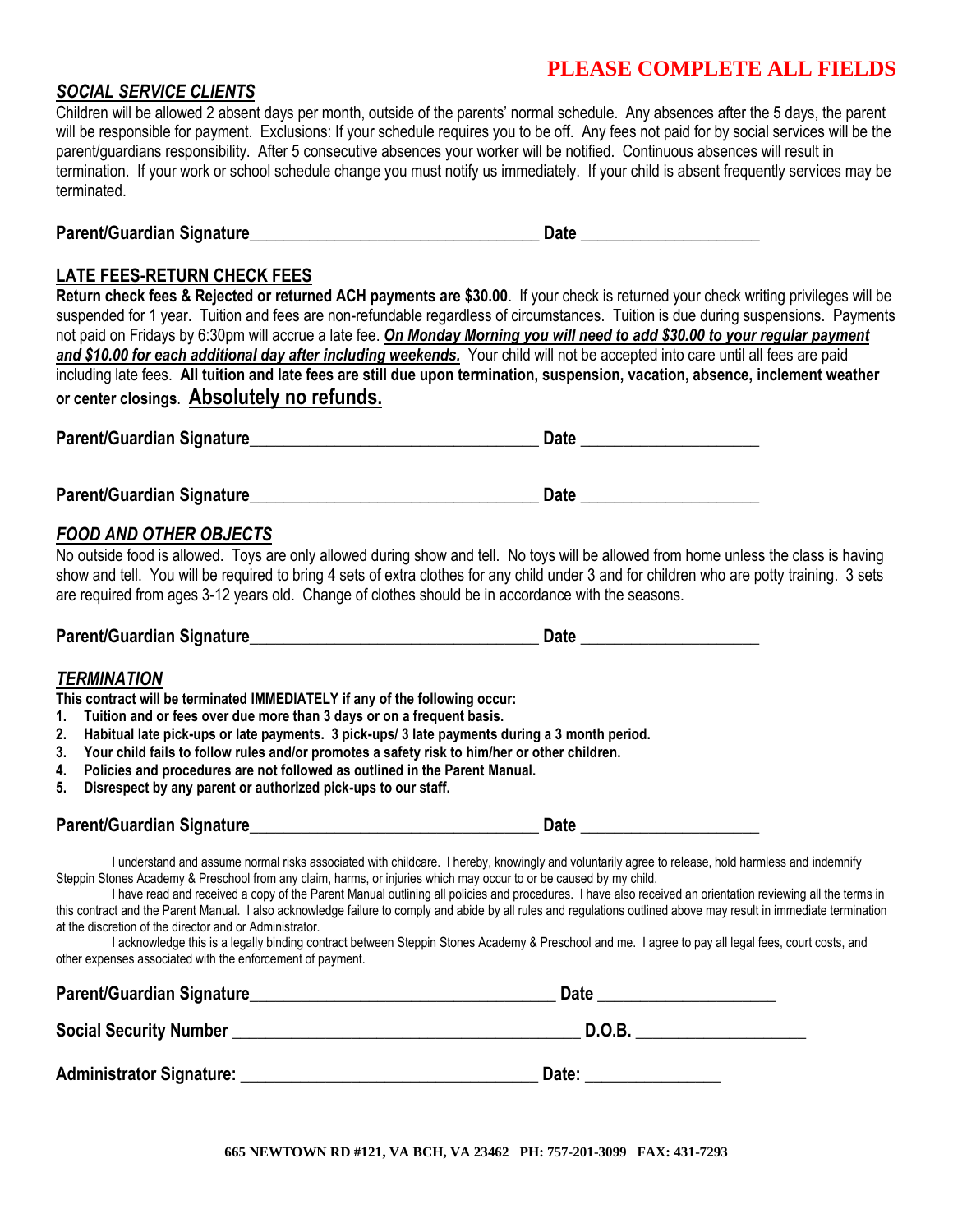**PLEASE COMPLETE ALL FIELDS**

## *SOCIAL SERVICE CLIENTS*

Children will be allowed 2 absent days per month, outside of the parents' normal schedule. Any absences after the 5 days, the parent will be responsible for payment. Exclusions: If your schedule requires you to be off. Any fees not paid for by social services will be the parent/guardians responsibility. After 5 consecutive absences your worker will be notified. Continuous absences will result in termination. If your work or school schedule change you must notify us immediately. If your child is absent frequently services may be terminated.

**Parent/Guardian Signature**__________________________________ **Date** ____________________

## LATE FEES-RETURN CHECK FEES

**Return check fees & Rejected or returned ACH payments are $30.00**. If your check is returned your check writing privileges will be suspended for 1 year. Tuition and fees are non-refundable regardless of circumstances. Tuition is due during suspensions. Payments not paid on Fridays by 6:30pm will accrue a late fee. ***On Monday Morning you will need to add $30.00 to your regular payment and $10.00 for each additional day after including weekends.*** Your child will not be accepted into care until all fees are paid including late fees. **All tuition and late fees are still due upon termination, suspension, vacation, absence, inclement weather or center closings**. **Absolutely no refunds.**

**Parent/Guardian Signature**__________________________________ **Date** ____________________

**Parent/Guardian Signature**__________________________________ **Date** ____________________

## *FOOD AND OTHER OBJECTS*

No outside food is allowed. Toys are only allowed during show and tell. No toys will be allowed from home unless the class is having show and tell. You will be required to bring 4 sets of extra clothes for any child under 3 and for children who are potty training. 3 sets are required from ages 3-12 years old. Change of clothes should be in accordance with the seasons.

**Parent/Guardian Signature**__________________________________ **Date** ____________________

## *TERMINATION*

**This contract will be terminated IMMEDIATELY if any of the following occur:**

1. **Tuition and or fees over due more than 3 days or on a frequent basis.**
2. **Habitual late pick-ups or late payments. 3 pick-ups/ 3 late payments during a 3 month period.**
3. **Your child fails to follow rules and/or promotes a safety risk to him/her or other children.**
4. **Policies and procedures are not followed as outlined in the Parent Manual.**
5. **Disrespect by any parent or authorized pick-ups to our staff.**

**Parent/Guardian Signature**__________________________________ **Date** ____________________

I understand and assume normal risks associated with childcare. I hereby, knowingly and voluntarily agree to release, hold harmless and indemnify Steppin Stones Academy & Preschool from any claim, harms, or injuries which may occur to or be caused by my child.

I have read and received a copy of the Parent Manual outlining all policies and procedures. I have also received an orientation reviewing all the terms in this contract and the Parent Manual. I also acknowledge failure to comply and abide by all rules and regulations outlined above may result in immediate termination at the discretion of the director and or Administrator.

I acknowledge this is a legally binding contract between Steppin Stones Academy & Preschool and me. I agree to pay all legal fees, court costs, and other expenses associated with the enforcement of payment.

**Parent/Guardian Signature**____________________________________ **Date** ____________________

**Social Security Number** ________________________________________ **D.O.B.** ____________________

**Administrator Signature:** __________________________________ **Date:** _______________

**665 NEWTOWN RD #121, VA BCH, VA 23462 PH: 757-201-3099 FAX: 431-7293**